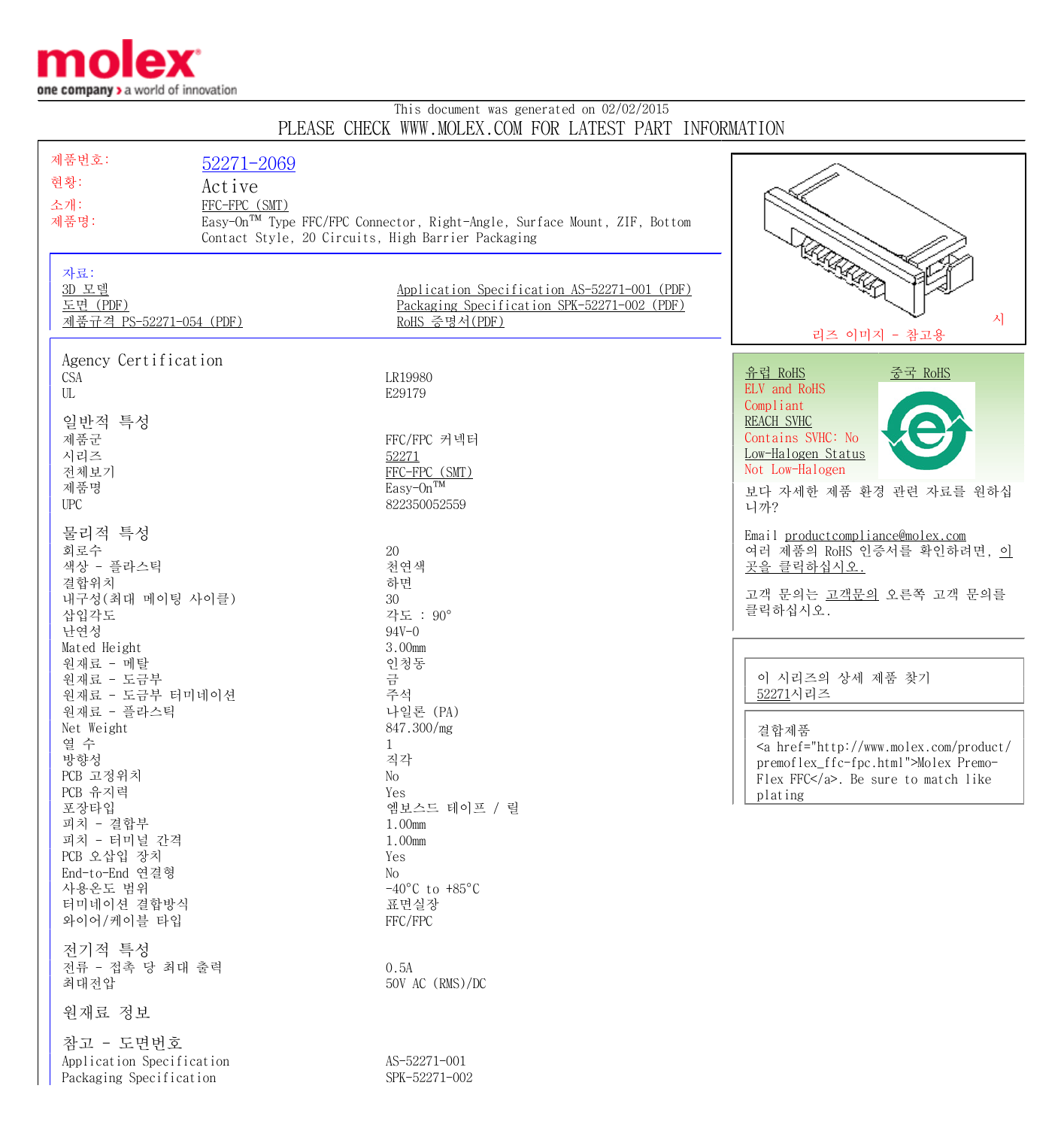This document was generated on 02/02/2015

PLEASE CHECK WWW.MOLEX.COM FOR LATEST PART INFORMATION

| | |
|---|---|
| 제품번호: | 52271-2069 |
| 현황: | Active |
| 소개: | FFC-FPC (SMT) |
| 제품명: | Easy-On™ Type FFC/FPC Connector, Right-Angle, Surface Mount, ZIF, Bottom Contact Style, 20 Circuits, High Barrier Packaging |

시리즈 이미지 - 참고용

**자료:**

- 3D 모델
- 도면 (PDF)
- 제품규격 PS-52271-054 (PDF)
- Application Specification AS-52271-001 (PDF)
- Packaging Specification SPK-52271-002 (PDF)
- RoHS 증명서(PDF)

유럽 RoHS　　중국 RoHS

ELV and RoHS Compliant

REACH SVHC

Contains SVHC: No

Low-Halogen Status

Not Low-Halogen

보다 자세한 제품 환경 관련 자료를 원하십니까?

Email productcompliance@molex.com

여러 제품의 RoHS 인증서를 확인하려면, 이곳을 클릭하십시오.

고객 문의는 고객문의 오른쪽 고객 문의를 클릭하십시오.

이 시리즈의 상세 제품 찾기

52271시리즈

결합제품

<a href="http://www.molex.com/product/premoflex_ffc-fpc.html">Molex Premo-Flex FFC</a>. Be sure to match like plating

## Agency Certification

| | |
|---|---|
| CSA | LR19980 |
| UL | E29179 |

## 일반적 특성

| | |
|---|---|
| 제품군 | FFC/FPC 커넥터 |
| 시리즈 | 52271 |
| 전체보기 | FFC-FPC (SMT) |
| 제품명 | Easy-On™ |
| UPC | 822350052559 |

## 물리적 특성

| | |
|---|---|
| 회로수 | 20 |
| 색상 - 플라스틱 | 천연색 |
| 결합위치 | 하면 |
| 내구성(최대 메이팅 사이클) | 30 |
| 삽입각도 | 각도 : 90° |
| 난연성 | 94V-0 |
| Mated Height | 3.00mm |
| 원재료 - 메탈 | 인청동 |
| 원재료 - 도금부 | 금 |
| 원재료 - 도금부 터미네이션 | 주석 |
| 원재료 - 플라스틱 | 나일론 (PA) |
| Net Weight | 847.300/mg |
| 열 수 | 1 |
| 방향성 | 직각 |
| PCB 고정위치 | No |
| PCB 유지력 | Yes |
| 포장타입 | 엠보스드 테이프 / 릴 |
| 피치 - 결합부 | 1.00mm |
| 피치 - 터미널 간격 | 1.00mm |
| PCB 오삽입 장치 | Yes |
| End-to-End 연결형 | No |
| 사용온도 범위 | -40°C to +85°C |
| 터미네이션 결합방식 | 표면실장 |
| 와이어/케이블 타입 | FFC/FPC |

## 전기적 특성

| | |
|---|---|
| 전류 - 접촉 당 최대 출력 | 0.5A |
| 최대전압 | 50V AC (RMS)/DC |

## 원재료 정보

## 참고 - 도면번호

| | |
|---|---|
| Application Specification | AS-52271-001 |
| Packaging Specification | SPK-52271-002 |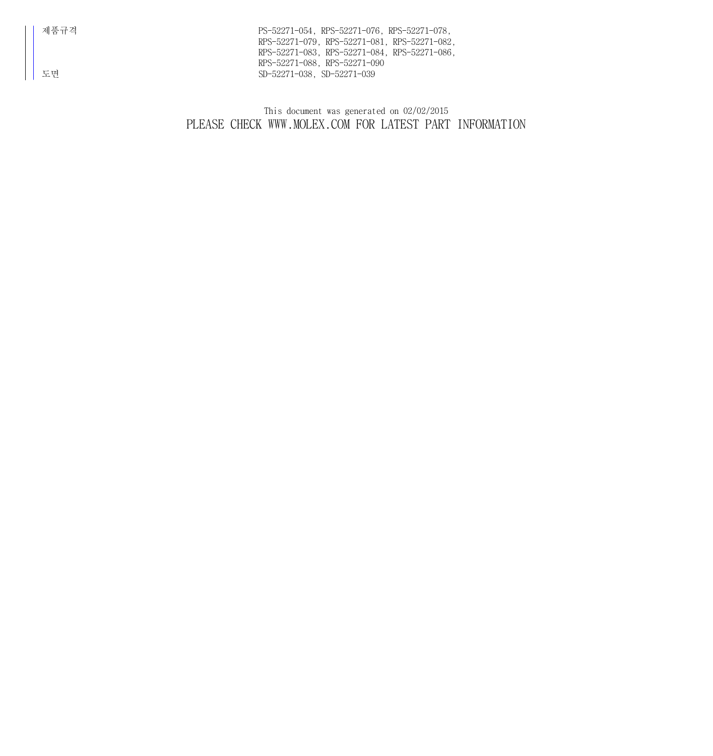| | |
|---|---|
| 제품규격 | PS-52271-054, RPS-52271-076, RPS-52271-078, RPS-52271-079, RPS-52271-081, RPS-52271-082, RPS-52271-083, RPS-52271-084, RPS-52271-086, RPS-52271-088, RPS-52271-090 |
| 도면 | SD-52271-038, SD-52271-039 |

This document was generated on 02/02/2015

PLEASE CHECK WWW.MOLEX.COM FOR LATEST PART INFORMATION